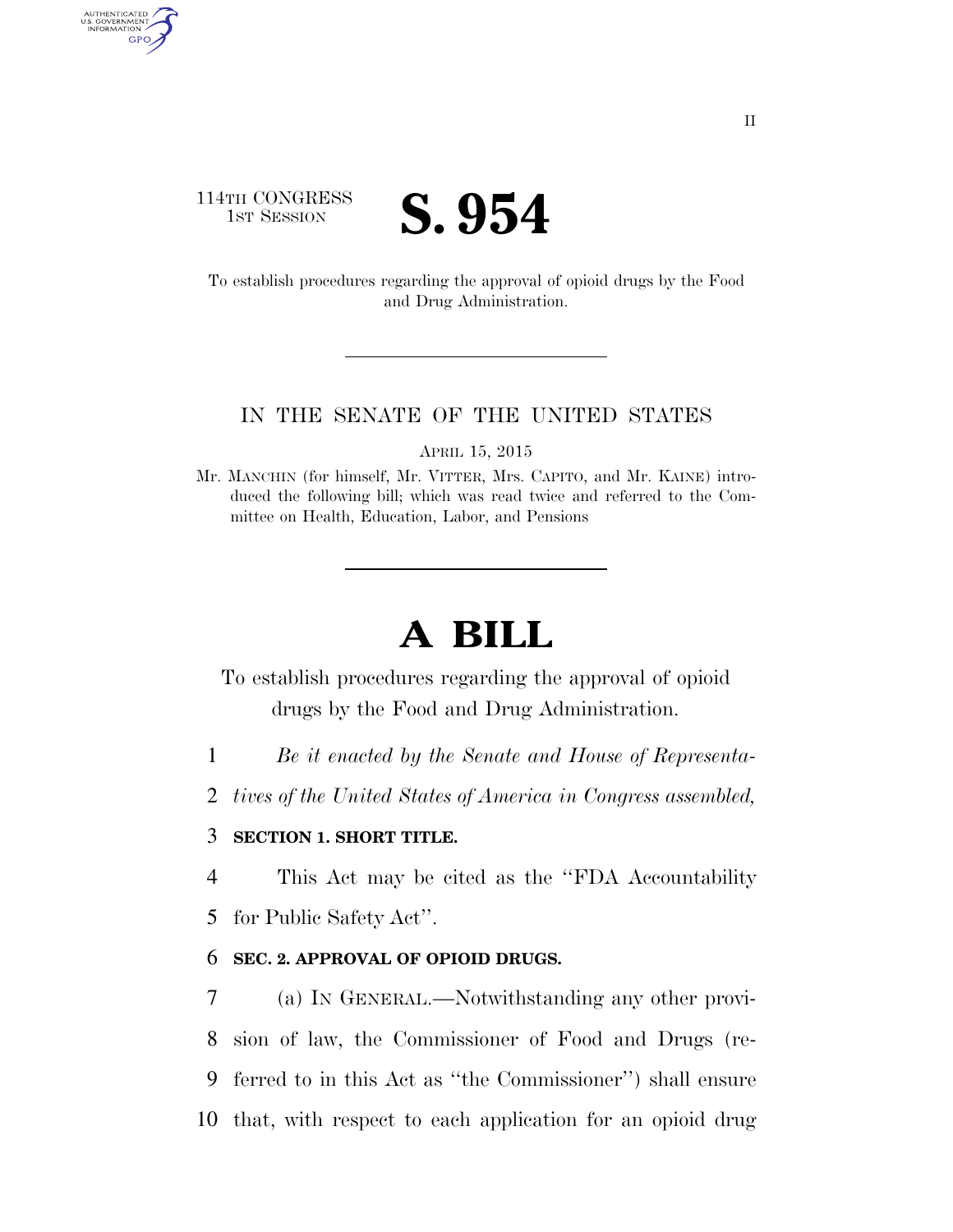114TH CONGRESS
1ST SESSION

# S. 954

To establish procedures regarding the approval of opioid drugs by the Food and Drug Administration.

---

IN THE SENATE OF THE UNITED STATES

APRIL 15, 2015

Mr. MANCHIN (for himself, Mr. VITTER, Mrs. CAPITO, and Mr. KAINE) introduced the following bill; which was read twice and referred to the Committee on Health, Education, Labor, and Pensions

---

# A BILL

To establish procedures regarding the approval of opioid drugs by the Food and Drug Administration.

1 *Be it enacted by the Senate and House of Representa-*
2 *tives of the United States of America in Congress assembled,*

3 **SECTION 1. SHORT TITLE.**

4 This Act may be cited as the ''FDA Accountability
5 for Public Safety Act''.

6 **SEC. 2. APPROVAL OF OPIOID DRUGS.**

7 (a) IN GENERAL.—Notwithstanding any other provi-
8 sion of law, the Commissioner of Food and Drugs (re-
9 ferred to in this Act as ''the Commissioner'') shall ensure
10 that, with respect to each application for an opioid drug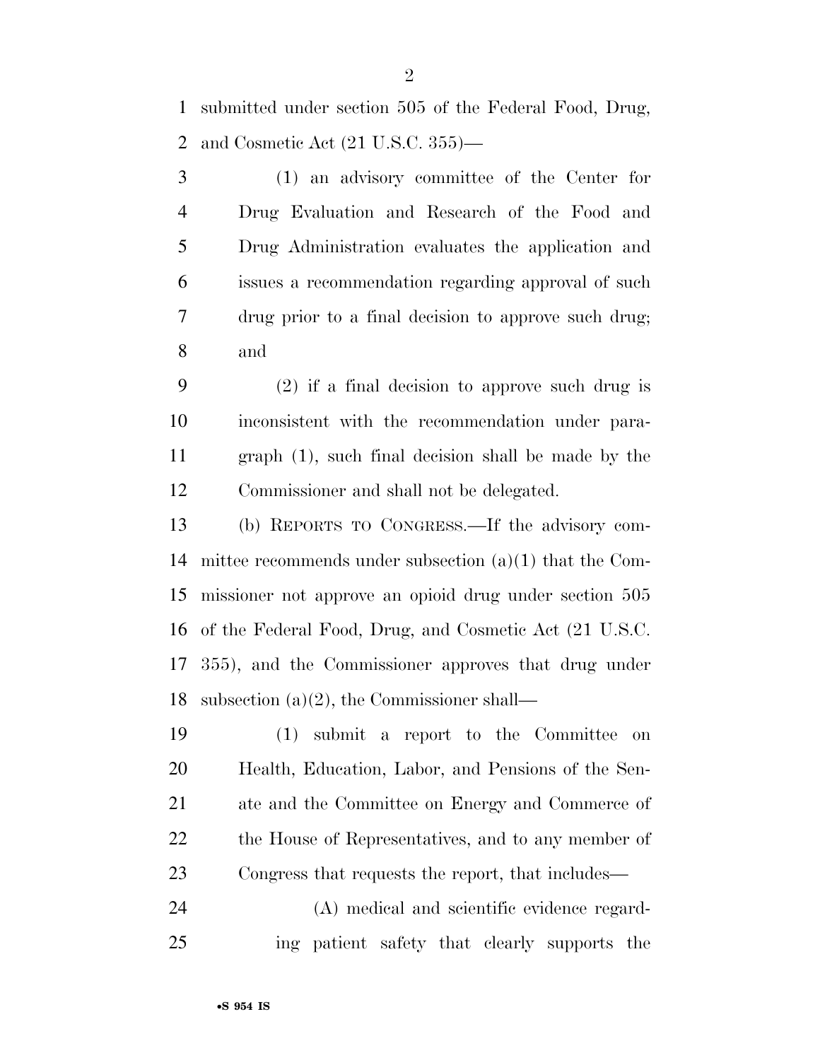submitted under section 505 of the Federal Food, Drug, and Cosmetic Act (21 U.S.C. 355)—

(1) an advisory committee of the Center for Drug Evaluation and Research of the Food and Drug Administration evaluates the application and issues a recommendation regarding approval of such drug prior to a final decision to approve such drug; and

(2) if a final decision to approve such drug is inconsistent with the recommendation under paragraph (1), such final decision shall be made by the Commissioner and shall not be delegated.

(b) REPORTS TO CONGRESS.—If the advisory committee recommends under subsection (a)(1) that the Commissioner not approve an opioid drug under section 505 of the Federal Food, Drug, and Cosmetic Act (21 U.S.C. 355), and the Commissioner approves that drug under subsection (a)(2), the Commissioner shall—

(1) submit a report to the Committee on Health, Education, Labor, and Pensions of the Senate and the Committee on Energy and Commerce of the House of Representatives, and to any member of Congress that requests the report, that includes—

(A) medical and scientific evidence regarding patient safety that clearly supports the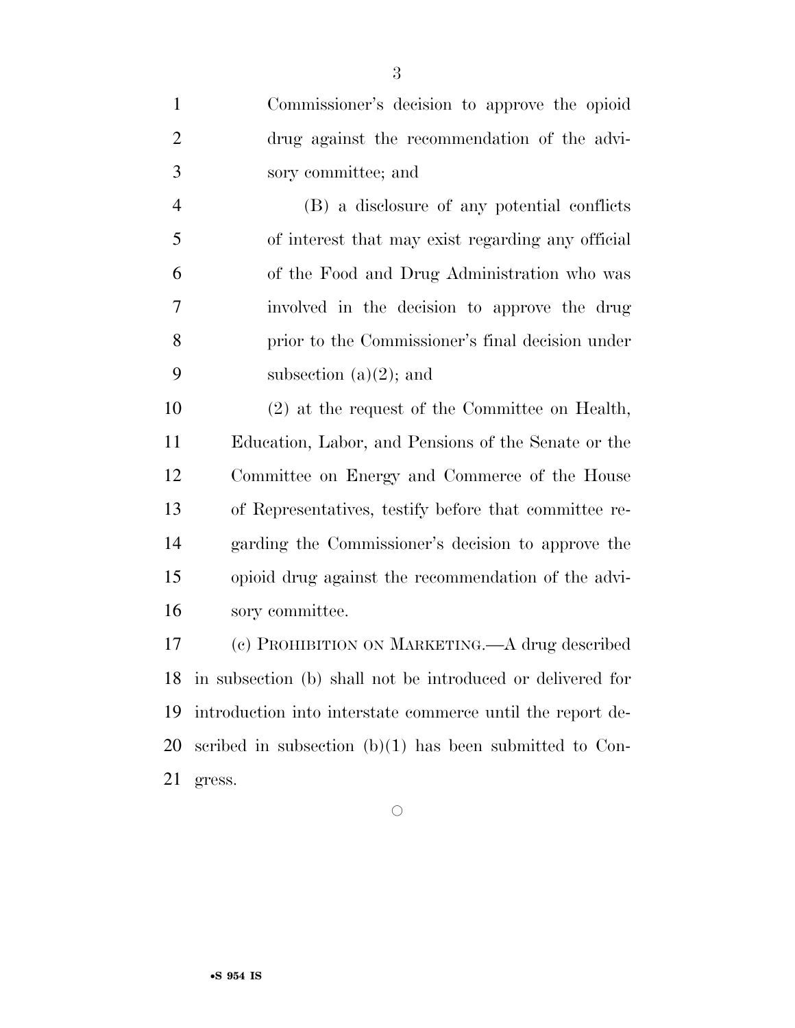Commissioner's decision to approve the opioid drug against the recommendation of the advisory committee; and

(B) a disclosure of any potential conflicts of interest that may exist regarding any official of the Food and Drug Administration who was involved in the decision to approve the drug prior to the Commissioner's final decision under subsection (a)(2); and

(2) at the request of the Committee on Health, Education, Labor, and Pensions of the Senate or the Committee on Energy and Commerce of the House of Representatives, testify before that committee regarding the Commissioner's decision to approve the opioid drug against the recommendation of the advisory committee.

(c) PROHIBITION ON MARKETING.—A drug described in subsection (b) shall not be introduced or delivered for introduction into interstate commerce until the report described in subsection (b)(1) has been submitted to Congress.

○